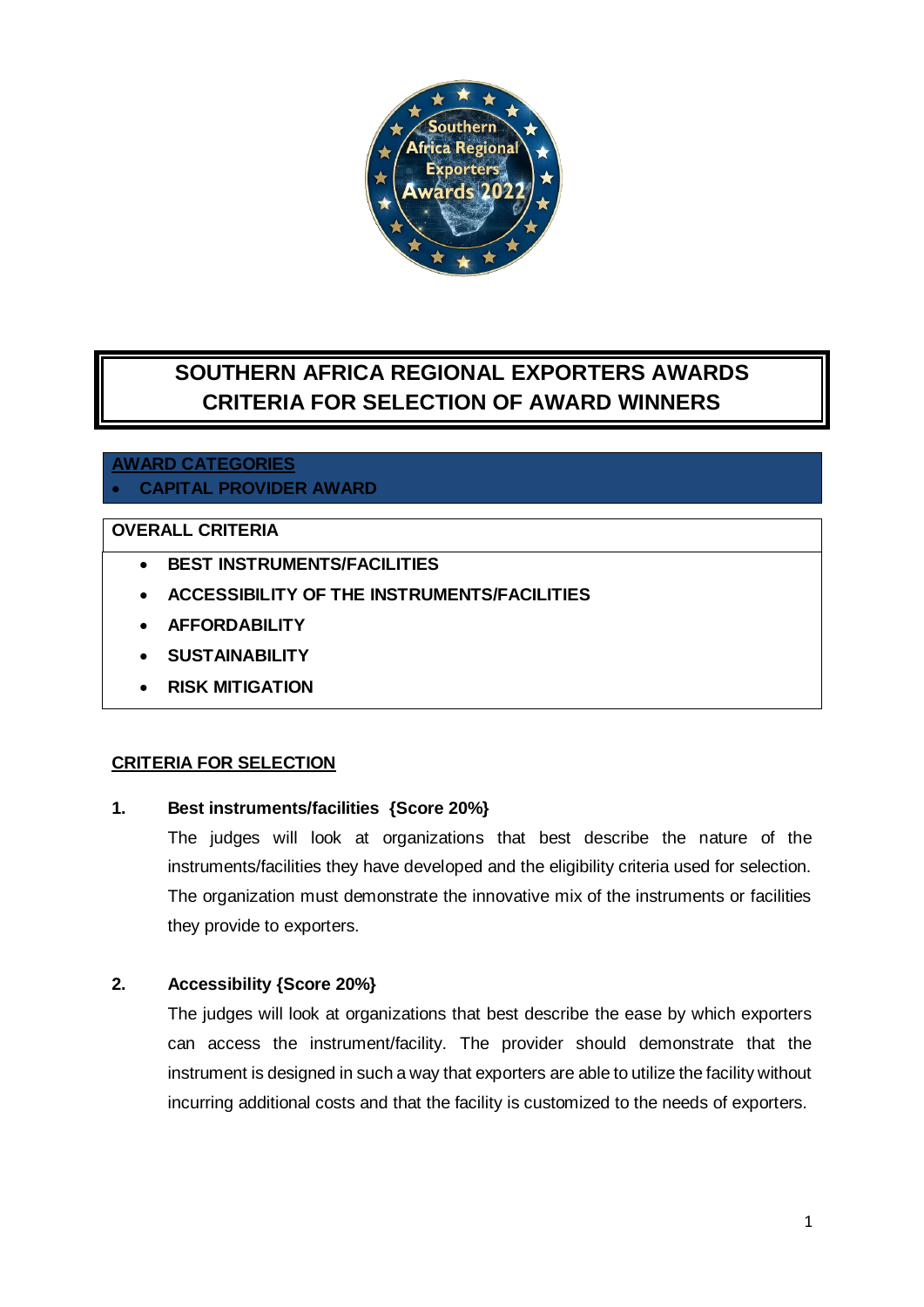# SOUTHERN AFRICA REGIONAL EXPORTERS AWARDS
# CRITERIA FOR SELECTION OF AWARD WINNERS

**AWARD CATEGORIES**

- **CAPITAL PROVIDER AWARD**

**OVERALL CRITERIA**

- **BEST INSTRUMENTS/FACILITIES**
- **ACCESSIBILITY OF THE INSTRUMENTS/FACILITIES**
- **AFFORDABILITY**
- **SUSTAINABILITY**
- **RISK MITIGATION**

**CRITERIA FOR SELECTION**

**1. Best instruments/facilities {Score 20%}**

The judges will look at organizations that best describe the nature of the instruments/facilities they have developed and the eligibility criteria used for selection. The organization must demonstrate the innovative mix of the instruments or facilities they provide to exporters.

**2. Accessibility {Score 20%}**

The judges will look at organizations that best describe the ease by which exporters can access the instrument/facility. The provider should demonstrate that the instrument is designed in such a way that exporters are able to utilize the facility without incurring additional costs and that the facility is customized to the needs of exporters.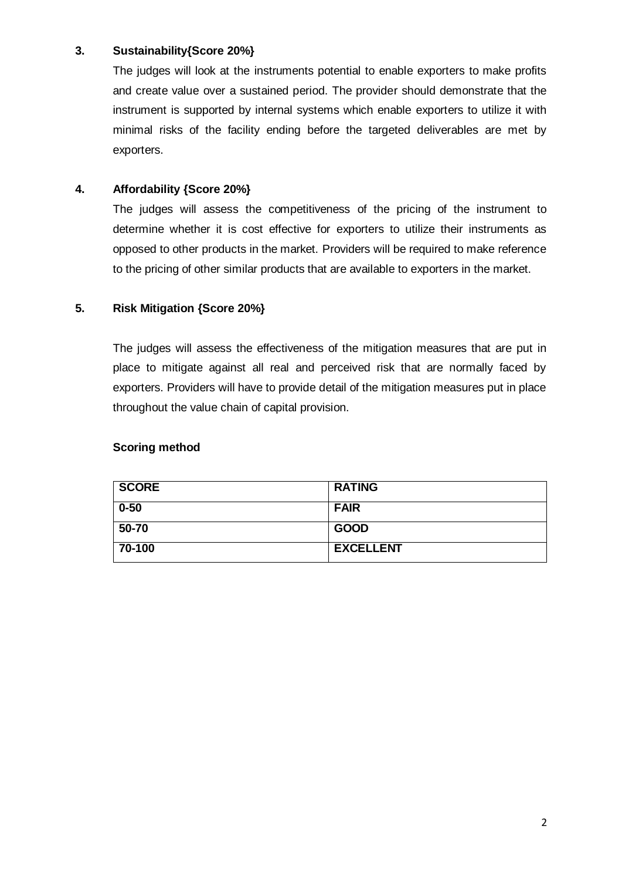### 3. Sustainability{Score 20%}

The judges will look at the instruments potential to enable exporters to make profits and create value over a sustained period. The provider should demonstrate that the instrument is supported by internal systems which enable exporters to utilize it with minimal risks of the facility ending before the targeted deliverables are met by exporters.

### 4. Affordability {Score 20%}

The judges will assess the competitiveness of the pricing of the instrument to determine whether it is cost effective for exporters to utilize their instruments as opposed to other products in the market. Providers will be required to make reference to the pricing of other similar products that are available to exporters in the market.

### 5. Risk Mitigation {Score 20%}

The judges will assess the effectiveness of the mitigation measures that are put in place to mitigate against all real and perceived risk that are normally faced by exporters. Providers will have to provide detail of the mitigation measures put in place throughout the value chain of capital provision.

**Scoring method**

| SCORE | RATING |
|---|---|
| 0-50 | FAIR |
| 50-70 | GOOD |
| 70-100 | EXCELLENT |